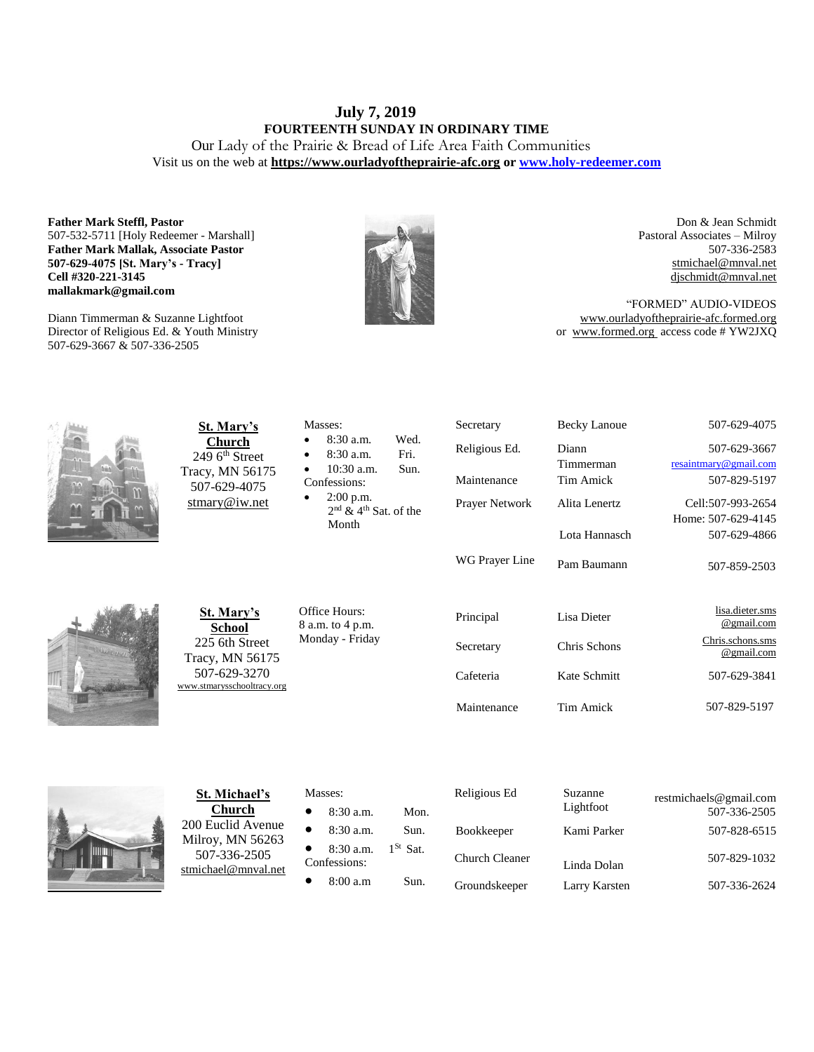# July 7, 2019

## FOURTEENTH SUNDAY IN ORDINARY TIME

Our Lady of the Prairie & Bread of Life Area Faith Communities

Visit us on the web at **https://www.ourladyoftheprairie-afc.org** or **www.holy-redeemer.com**

**Father Mark Steffl, Pastor**
507-532-5711 [Holy Redeemer - Marshall]
**Father Mark Mallak, Associate Pastor**
**507-629-4075 [St. Mary's - Tracy]**
**Cell #320-221-3145**
**mallakmark@gmail.com**

Diann Timmerman & Suzanne Lightfoot
Director of Religious Ed. & Youth Ministry
507-629-3667 & 507-336-2505

Don & Jean Schmidt
Pastoral Associates – Milroy
507-336-2583
stmichael@mnval.net
djschmidt@mnval.net

"FORMED" AUDIO-VIDEOS
www.ourladyoftheprairie-afc.formed.org
or www.formed.org access code # YW2JXQ

**St. Mary's Church**
249 6th Street
Tracy, MN 56175
507-629-4075
stmary@iw.net

Masses:
- 8:30 a.m. Wed.
- 8:30 a.m. Fri.
- 10:30 a.m. Sun.

Confessions:
- 2:00 p.m. 2nd & 4th Sat. of the Month

| | | |
|---|---|---|
| Secretary | Becky Lanoue | 507-629-4075 |
| Religious Ed. | Diann Timmerman | 507-629-3667 resaintmary@gmail.com |
| Maintenance | Tim Amick | 507-829-5197 |
| Prayer Network | Alita Lenertz | Cell:507-993-2654 Home: 507-629-4145 |
| | Lota Hannasch | 507-629-4866 |
| WG Prayer Line | Pam Baumann | 507-859-2503 |

**St. Mary's School**
225 6th Street
Tracy, MN 56175
507-629-3270
www.stmarysschooltracy.org

Office Hours:
8 a.m. to 4 p.m.
Monday - Friday

| | | |
|---|---|---|
| Principal | Lisa Dieter | lisa.dieter.sms@gmail.com |
| Secretary | Chris Schons | Chris.schons.sms@gmail.com |
| Cafeteria | Kate Schmitt | 507-629-3841 |
| Maintenance | Tim Amick | 507-829-5197 |

**St. Michael's Church**
200 Euclid Avenue
Milroy, MN 56263
507-336-2505
stmichael@mnval.net

Masses:
- 8:30 a.m. Mon.
- 8:30 a.m. Sun.
- 8:30 a.m. 1St Sat.

Confessions:
- 8:00 a.m Sun.

| | | |
|---|---|---|
| Religious Ed | Suzanne Lightfoot | restmichaels@gmail.com 507-336-2505 |
| Bookkeeper | Kami Parker | 507-828-6515 |
| Church Cleaner | Linda Dolan | 507-829-1032 |
| Groundskeeper | Larry Karsten | 507-336-2624 |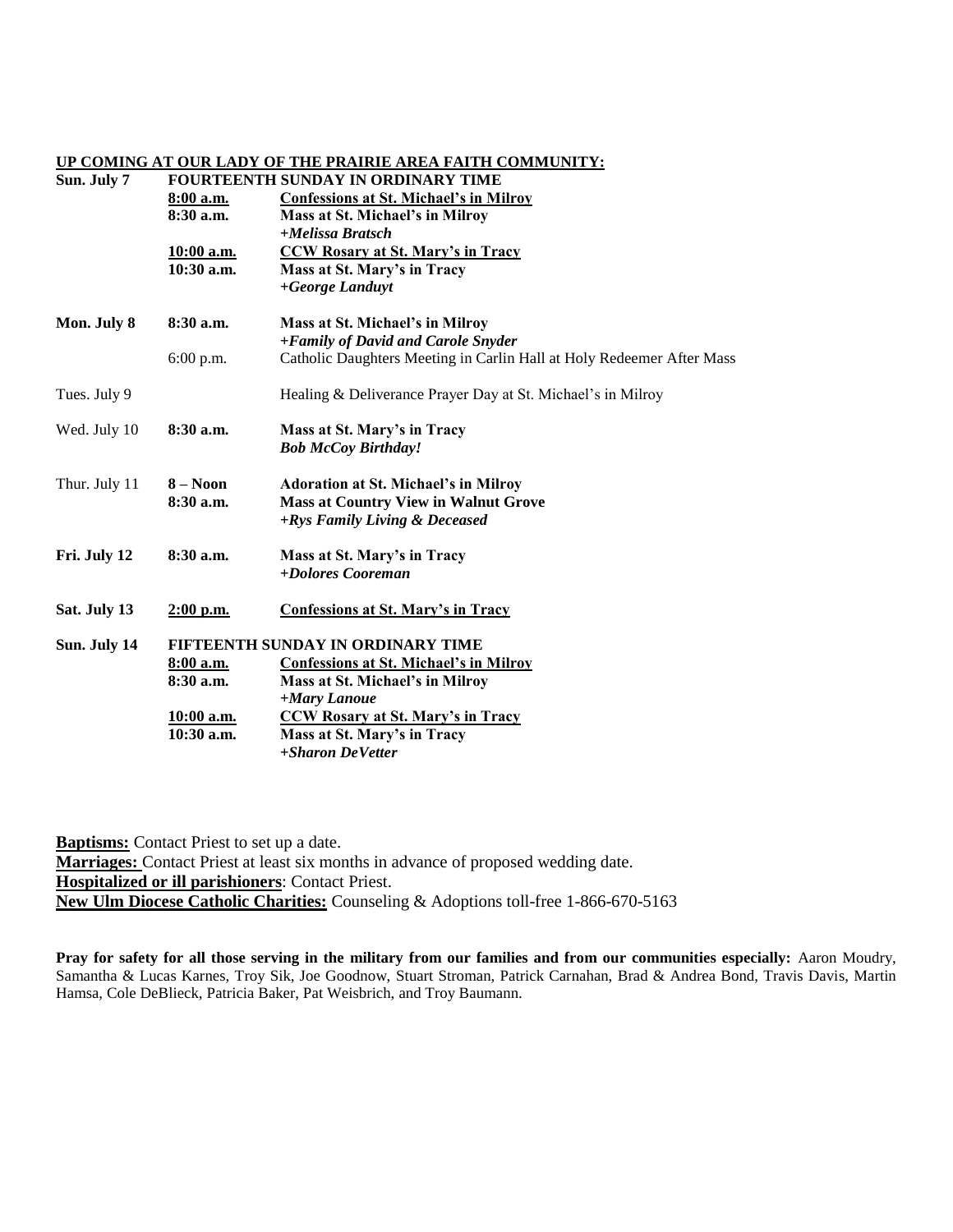**UP COMING AT OUR LADY OF THE PRAIRIE AREA FAITH COMMUNITY:**

| | | |
|---|---|---|
| **Sun. July 7** | **FOURTEENTH SUNDAY IN ORDINARY TIME** | |
| | **8:00 a.m.** | **Confessions at St. Michael's in Milroy** |
| | **8:30 a.m.** | **Mass at St. Michael's in Milroy** |
| | | ***+Melissa Bratsch*** |
| | **10:00 a.m.** | **CCW Rosary at St. Mary's in Tracy** |
| | **10:30 a.m.** | **Mass at St. Mary's in Tracy** |
| | | ***+George Landuyt*** |
| **Mon. July 8** | **8:30 a.m.** | **Mass at St. Michael's in Milroy** |
| | | ***+Family of David and Carole Snyder*** |
| | 6:00 p.m. | Catholic Daughters Meeting in Carlin Hall at Holy Redeemer After Mass |
| Tues. July 9 | | Healing & Deliverance Prayer Day at St. Michael's in Milroy |
| Wed. July 10 | **8:30 a.m.** | **Mass at St. Mary's in Tracy** |
| | | ***Bob McCoy Birthday!*** |
| Thur. July 11 | **8 – Noon** | **Adoration at St. Michael's in Milroy** |
| | **8:30 a.m.** | **Mass at Country View in Walnut Grove** |
| | | ***+Rys Family Living & Deceased*** |
| **Fri. July 12** | **8:30 a.m.** | **Mass at St. Mary's in Tracy** |
| | | ***+Dolores Cooreman*** |
| **Sat. July 13** | **2:00 p.m.** | **Confessions at St. Mary's in Tracy** |
| **Sun. July 14** | **FIFTEENTH SUNDAY IN ORDINARY TIME** | |
| | **8:00 a.m.** | **Confessions at St. Michael's in Milroy** |
| | **8:30 a.m.** | **Mass at St. Michael's in Milroy** |
| | | ***+Mary Lanoue*** |
| | **10:00 a.m.** | **CCW Rosary at St. Mary's in Tracy** |
| | **10:30 a.m.** | **Mass at St. Mary's in Tracy** |
| | | ***+Sharon DeVetter*** |

**Baptisms:** Contact Priest to set up a date.
**Marriages:** Contact Priest at least six months in advance of proposed wedding date.
**Hospitalized or ill parishioners**: Contact Priest.
**New Ulm Diocese Catholic Charities:** Counseling & Adoptions toll-free 1-866-670-5163

**Pray for safety for all those serving in the military from our families and from our communities especially:** Aaron Moudry, Samantha & Lucas Karnes, Troy Sik, Joe Goodnow, Stuart Stroman, Patrick Carnahan, Brad & Andrea Bond, Travis Davis, Martin Hamsa, Cole DeBlieck, Patricia Baker, Pat Weisbrich, and Troy Baumann.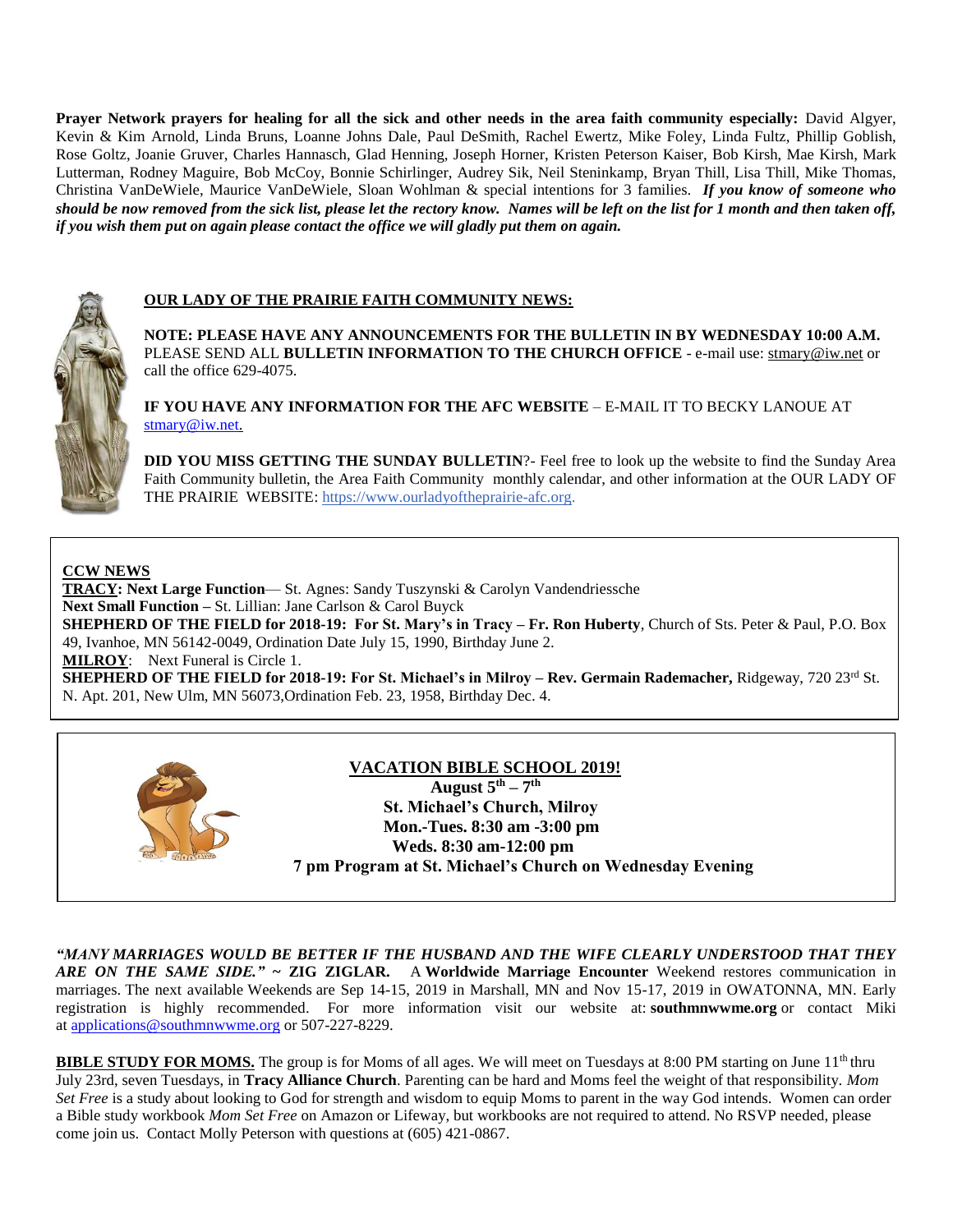**Prayer Network prayers for healing for all the sick and other needs in the area faith community especially:** David Algyer, Kevin & Kim Arnold, Linda Bruns, Loanne Johns Dale, Paul DeSmith, Rachel Ewertz, Mike Foley, Linda Fultz, Phillip Goblish, Rose Goltz, Joanie Gruver, Charles Hannasch, Glad Henning, Joseph Horner, Kristen Peterson Kaiser, Bob Kirsh, Mae Kirsh, Mark Lutterman, Rodney Maguire, Bob McCoy, Bonnie Schirlinger, Audrey Sik, Neil Steninkamp, Bryan Thill, Lisa Thill, Mike Thomas, Christina VanDeWiele, Maurice VanDeWiele, Sloan Wohlman & special intentions for 3 families. ***If you know of someone who should be now removed from the sick list, please let the rectory know. Names will be left on the list for 1 month and then taken off, if you wish them put on again please contact the office we will gladly put them on again.***

**OUR LADY OF THE PRAIRIE FAITH COMMUNITY NEWS:**

**NOTE: PLEASE HAVE ANY ANNOUNCEMENTS FOR THE BULLETIN IN BY WEDNESDAY 10:00 A.M.** PLEASE SEND ALL **BULLETIN INFORMATION TO THE CHURCH OFFICE** - e-mail use: stmary@iw.net or call the office 629-4075.

**IF YOU HAVE ANY INFORMATION FOR THE AFC WEBSITE** – E-MAIL IT TO BECKY LANOUE AT stmary@iw.net.

**DID YOU MISS GETTING THE SUNDAY BULLETIN**?- Feel free to look up the website to find the Sunday Area Faith Community bulletin, the Area Faith Community monthly calendar, and other information at the OUR LADY OF THE PRAIRIE WEBSITE: https://www.ourladyoftheprairie-afc.org.

**CCW NEWS**

**TRACY: Next Large Function**— St. Agnes: Sandy Tuszynski & Carolyn Vandendriessche

**Next Small Function –** St. Lillian: Jane Carlson & Carol Buyck

**SHEPHERD OF THE FIELD for 2018-19: For St. Mary's in Tracy – Fr. Ron Huberty**, Church of Sts. Peter & Paul, P.O. Box 49, Ivanhoe, MN 56142-0049, Ordination Date July 15, 1990, Birthday June 2.

**MILROY**: Next Funeral is Circle 1.

**SHEPHERD OF THE FIELD for 2018-19: For St. Michael's in Milroy – Rev. Germain Rademacher,** Ridgeway, 720 23rd St. N. Apt. 201, New Ulm, MN 56073,Ordination Feb. 23, 1958, Birthday Dec. 4.

**VACATION BIBLE SCHOOL 2019!**

**August 5th – 7th**
**St. Michael's Church, Milroy**
**Mon.-Tues. 8:30 am -3:00 pm**
**Weds. 8:30 am-12:00 pm**
**7 pm Program at St. Michael's Church on Wednesday Evening**

***"MANY MARRIAGES WOULD BE BETTER IF THE HUSBAND AND THE WIFE CLEARLY UNDERSTOOD THAT THEY ARE ON THE SAME SIDE."* ~ ZIG ZIGLAR.** A **Worldwide Marriage Encounter** Weekend restores communication in marriages. The next available Weekends are Sep 14-15, 2019 in Marshall, MN and Nov 15-17, 2019 in OWATONNA, MN. Early registration is highly recommended. For more information visit our website at: **southmnwwme.org** or contact Miki at applications@southmnwwme.org or 507-227-8229.

**BIBLE STUDY FOR MOMS.** The group is for Moms of all ages. We will meet on Tuesdays at 8:00 PM starting on June 11th thru July 23rd, seven Tuesdays, in **Tracy Alliance Church**. Parenting can be hard and Moms feel the weight of that responsibility. *Mom Set Free* is a study about looking to God for strength and wisdom to equip Moms to parent in the way God intends. Women can order a Bible study workbook *Mom Set Free* on Amazon or Lifeway, but workbooks are not required to attend. No RSVP needed, please come join us. Contact Molly Peterson with questions at (605) 421-0867.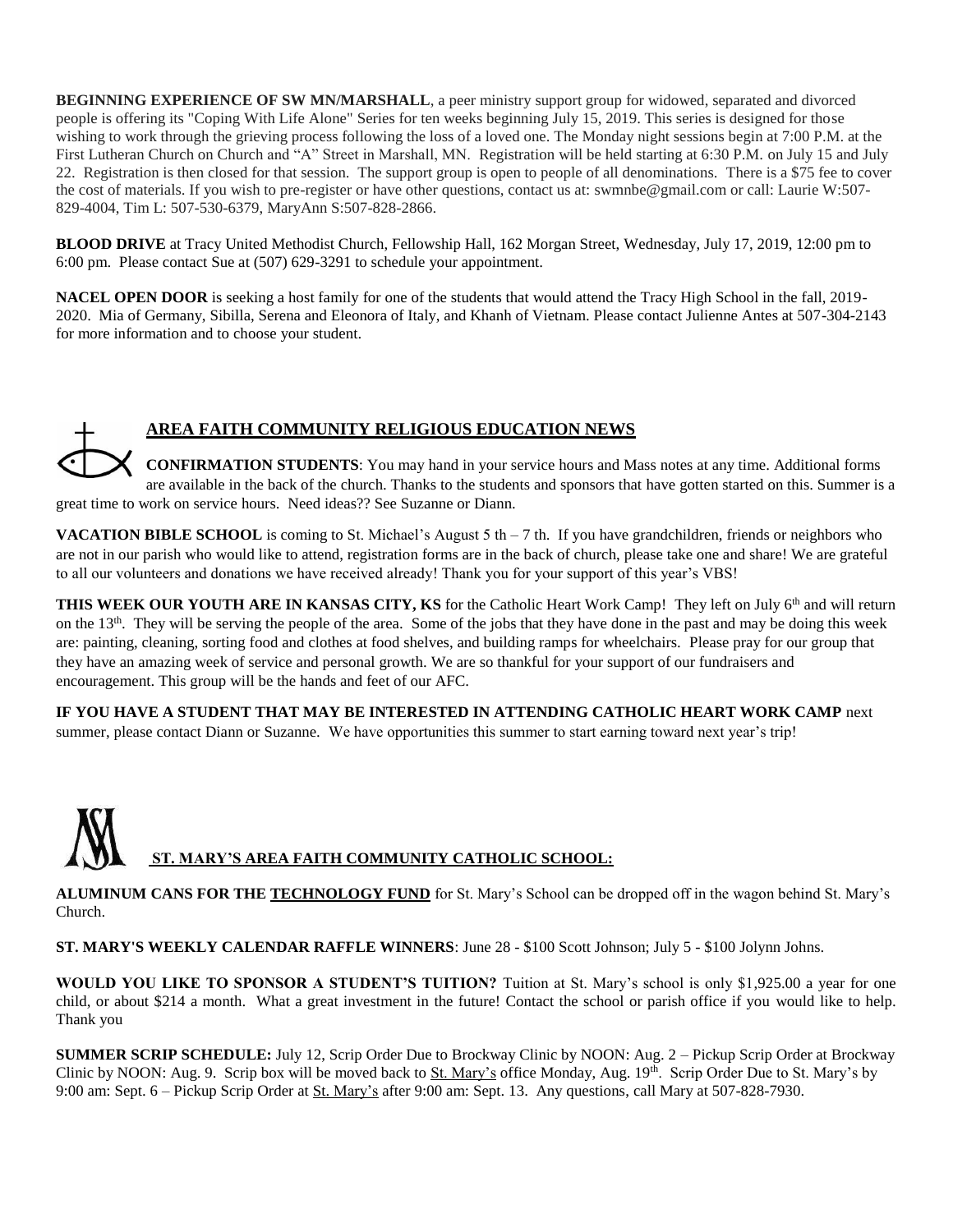**BEGINNING EXPERIENCE OF SW MN/MARSHALL**, a peer ministry support group for widowed, separated and divorced people is offering its "Coping With Life Alone" Series for ten weeks beginning July 15, 2019. This series is designed for those wishing to work through the grieving process following the loss of a loved one. The Monday night sessions begin at 7:00 P.M. at the First Lutheran Church on Church and "A" Street in Marshall, MN. Registration will be held starting at 6:30 P.M. on July 15 and July 22. Registration is then closed for that session. The support group is open to people of all denominations. There is a $75 fee to cover the cost of materials. If you wish to pre-register or have other questions, contact us at: swmnbe@gmail.com or call: Laurie W:507-829-4004, Tim L: 507-530-6379, MaryAnn S:507-828-2866.

**BLOOD DRIVE** at Tracy United Methodist Church, Fellowship Hall, 162 Morgan Street, Wednesday, July 17, 2019, 12:00 pm to 6:00 pm. Please contact Sue at (507) 629-3291 to schedule your appointment.

**NACEL OPEN DOOR** is seeking a host family for one of the students that would attend the Tracy High School in the fall, 2019-2020. Mia of Germany, Sibilla, Serena and Eleonora of Italy, and Khanh of Vietnam. Please contact Julienne Antes at 507-304-2143 for more information and to choose your student.

## AREA FAITH COMMUNITY RELIGIOUS EDUCATION NEWS

**CONFIRMATION STUDENTS**: You may hand in your service hours and Mass notes at any time. Additional forms are available in the back of the church. Thanks to the students and sponsors that have gotten started on this. Summer is a great time to work on service hours. Need ideas?? See Suzanne or Diann.

**VACATION BIBLE SCHOOL** is coming to St. Michael's August 5 th – 7 th. If you have grandchildren, friends or neighbors who are not in our parish who would like to attend, registration forms are in the back of church, please take one and share! We are grateful to all our volunteers and donations we have received already! Thank you for your support of this year's VBS!

**THIS WEEK OUR YOUTH ARE IN KANSAS CITY, KS** for the Catholic Heart Work Camp! They left on July 6th and will return on the 13th. They will be serving the people of the area. Some of the jobs that they have done in the past and may be doing this week are: painting, cleaning, sorting food and clothes at food shelves, and building ramps for wheelchairs. Please pray for our group that they have an amazing week of service and personal growth. We are so thankful for your support of our fundraisers and encouragement. This group will be the hands and feet of our AFC.

**IF YOU HAVE A STUDENT THAT MAY BE INTERESTED IN ATTENDING CATHOLIC HEART WORK CAMP** next summer, please contact Diann or Suzanne. We have opportunities this summer to start earning toward next year's trip!

## ST. MARY'S AREA FAITH COMMUNITY CATHOLIC SCHOOL:

**ALUMINUM CANS FOR THE TECHNOLOGY FUND** for St. Mary's School can be dropped off in the wagon behind St. Mary's Church.

**ST. MARY'S WEEKLY CALENDAR RAFFLE WINNERS**: June 28 - $100 Scott Johnson; July 5 - $100 Jolynn Johns.

**WOULD YOU LIKE TO SPONSOR A STUDENT'S TUITION?** Tuition at St. Mary's school is only $1,925.00 a year for one child, or about $214 a month. What a great investment in the future! Contact the school or parish office if you would like to help. Thank you

**SUMMER SCRIP SCHEDULE:** July 12, Scrip Order Due to Brockway Clinic by NOON: Aug. 2 – Pickup Scrip Order at Brockway Clinic by NOON: Aug. 9. Scrip box will be moved back to St. Mary's office Monday, Aug. 19th. Scrip Order Due to St. Mary's by 9:00 am: Sept. 6 – Pickup Scrip Order at St. Mary's after 9:00 am: Sept. 13. Any questions, call Mary at 507-828-7930.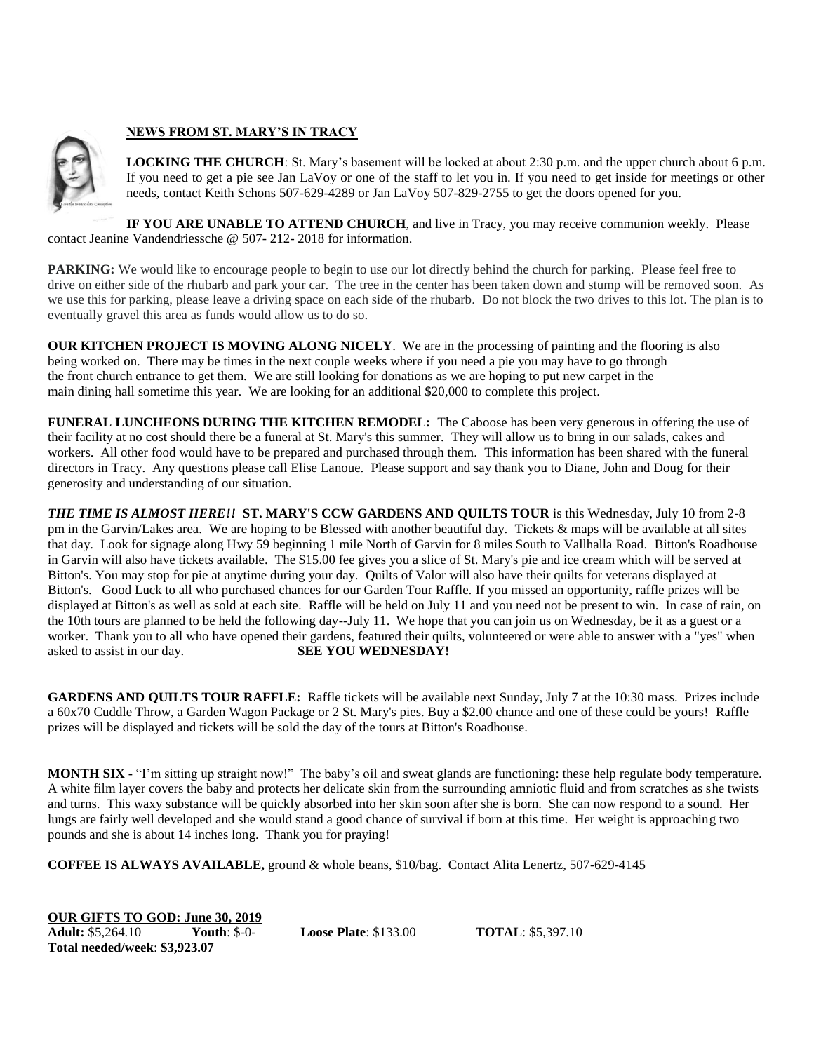## NEWS FROM ST. MARY'S IN TRACY

**LOCKING THE CHURCH**: St. Mary's basement will be locked at about 2:30 p.m. and the upper church about 6 p.m. If you need to get a pie see Jan LaVoy or one of the staff to let you in. If you need to get inside for meetings or other needs, contact Keith Schons 507-629-4289 or Jan LaVoy 507-829-2755 to get the doors opened for you.

**IF YOU ARE UNABLE TO ATTEND CHURCH**, and live in Tracy, you may receive communion weekly. Please contact Jeanine Vandendriessche @ 507- 212- 2018 for information.

**PARKING:** We would like to encourage people to begin to use our lot directly behind the church for parking. Please feel free to drive on either side of the rhubarb and park your car. The tree in the center has been taken down and stump will be removed soon. As we use this for parking, please leave a driving space on each side of the rhubarb. Do not block the two drives to this lot. The plan is to eventually gravel this area as funds would allow us to do so.

**OUR KITCHEN PROJECT IS MOVING ALONG NICELY**. We are in the processing of painting and the flooring is also being worked on. There may be times in the next couple weeks where if you need a pie you may have to go through the front church entrance to get them. We are still looking for donations as we are hoping to put new carpet in the main dining hall sometime this year. We are looking for an additional $20,000 to complete this project.

**FUNERAL LUNCHEONS DURING THE KITCHEN REMODEL:** The Caboose has been very generous in offering the use of their facility at no cost should there be a funeral at St. Mary's this summer. They will allow us to bring in our salads, cakes and workers. All other food would have to be prepared and purchased through them. This information has been shared with the funeral directors in Tracy. Any questions please call Elise Lanoue. Please support and say thank you to Diane, John and Doug for their generosity and understanding of our situation.

***THE TIME IS ALMOST HERE!!*** **ST. MARY'S CCW GARDENS AND QUILTS TOUR** is this Wednesday, July 10 from 2-8 pm in the Garvin/Lakes area. We are hoping to be Blessed with another beautiful day. Tickets & maps will be available at all sites that day. Look for signage along Hwy 59 beginning 1 mile North of Garvin for 8 miles South to Vallhalla Road. Bitton's Roadhouse in Garvin will also have tickets available. The $15.00 fee gives you a slice of St. Mary's pie and ice cream which will be served at Bitton's. You may stop for pie at anytime during your day. Quilts of Valor will also have their quilts for veterans displayed at Bitton's. Good Luck to all who purchased chances for our Garden Tour Raffle. If you missed an opportunity, raffle prizes will be displayed at Bitton's as well as sold at each site. Raffle will be held on July 11 and you need not be present to win. In case of rain, on the 10th tours are planned to be held the following day--July 11. We hope that you can join us on Wednesday, be it as a guest or a worker. Thank you to all who have opened their gardens, featured their quilts, volunteered or were able to answer with a "yes" when asked to assist in our day. **SEE YOU WEDNESDAY!**

**GARDENS AND QUILTS TOUR RAFFLE:** Raffle tickets will be available next Sunday, July 7 at the 10:30 mass. Prizes include a 60x70 Cuddle Throw, a Garden Wagon Package or 2 St. Mary's pies. Buy a $2.00 chance and one of these could be yours! Raffle prizes will be displayed and tickets will be sold the day of the tours at Bitton's Roadhouse.

**MONTH SIX -** "I'm sitting up straight now!" The baby's oil and sweat glands are functioning: these help regulate body temperature. A white film layer covers the baby and protects her delicate skin from the surrounding amniotic fluid and from scratches as she twists and turns. This waxy substance will be quickly absorbed into her skin soon after she is born. She can now respond to a sound. Her lungs are fairly well developed and she would stand a good chance of survival if born at this time. Her weight is approaching two pounds and she is about 14 inches long. Thank you for praying!

**COFFEE IS ALWAYS AVAILABLE,** ground & whole beans, $10/bag. Contact Alita Lenertz, 507-629-4145

**OUR GIFTS TO GOD: June 30, 2019**

**Adult:** $5,264.10 **Youth**: $-0- **Loose Plate**: $133.00 **TOTAL**: $5,397.10

**Total needed/week**: **$3,923.07**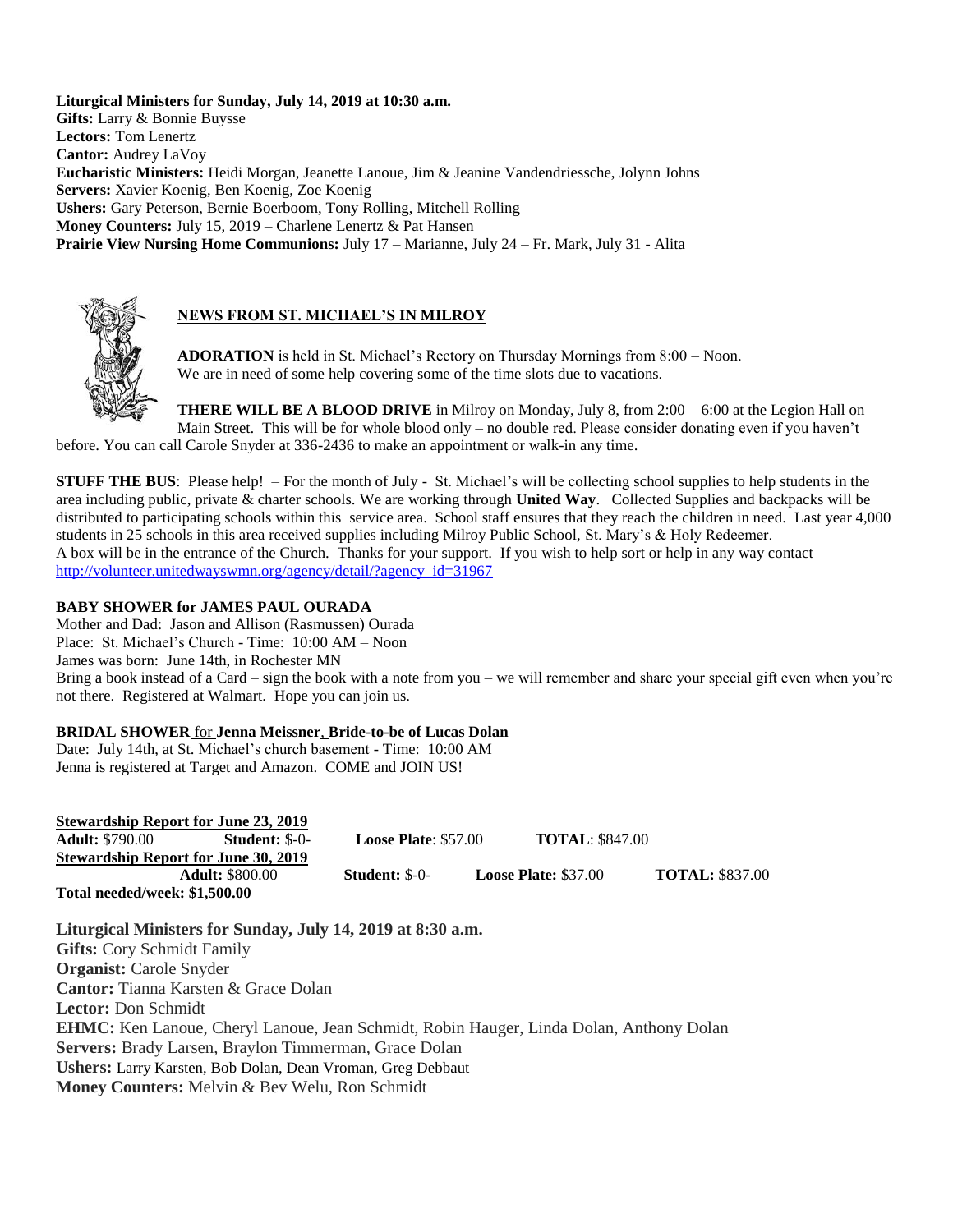**Liturgical Ministers for Sunday, July 14, 2019 at 10:30 a.m.**

**Gifts:** Larry & Bonnie Buysse
**Lectors:** Tom Lenertz
**Cantor:** Audrey LaVoy
**Eucharistic Ministers:** Heidi Morgan, Jeanette Lanoue, Jim & Jeanine Vandendriessche, Jolynn Johns
**Servers:** Xavier Koenig, Ben Koenig, Zoe Koenig
**Ushers:** Gary Peterson, Bernie Boerboom, Tony Rolling, Mitchell Rolling
**Money Counters:** July 15, 2019 – Charlene Lenertz & Pat Hansen
**Prairie View Nursing Home Communions:** July 17 – Marianne, July 24 – Fr. Mark, July 31 - Alita

## NEWS FROM ST. MICHAEL'S IN MILROY

**ADORATION** is held in St. Michael's Rectory on Thursday Mornings from 8:00 – Noon. We are in need of some help covering some of the time slots due to vacations.

**THERE WILL BE A BLOOD DRIVE** in Milroy on Monday, July 8, from 2:00 – 6:00 at the Legion Hall on Main Street. This will be for whole blood only – no double red. Please consider donating even if you haven't before. You can call Carole Snyder at 336-2436 to make an appointment or walk-in any time.

**STUFF THE BUS**: Please help! – For the month of July - St. Michael's will be collecting school supplies to help students in the area including public, private & charter schools. We are working through **United Way**. Collected Supplies and backpacks will be distributed to participating schools within this service area. School staff ensures that they reach the children in need. Last year 4,000 students in 25 schools in this area received supplies including Milroy Public School, St. Mary's & Holy Redeemer. A box will be in the entrance of the Church. Thanks for your support. If you wish to help sort or help in any way contact http://volunteer.unitedwayswmn.org/agency/detail/?agency_id=31967

**BABY SHOWER for JAMES PAUL OURADA**

Mother and Dad: Jason and Allison (Rasmussen) Ourada
Place: St. Michael's Church - Time: 10:00 AM – Noon
James was born: June 14th, in Rochester MN
Bring a book instead of a Card – sign the book with a note from you – we will remember and share your special gift even when you're not there. Registered at Walmart. Hope you can join us.

**BRIDAL SHOWER** for **Jenna Meissner, Bride-to-be of Lucas Dolan**

Date: July 14th, at St. Michael's church basement - Time: 10:00 AM
Jenna is registered at Target and Amazon. COME and JOIN US!

| Stewardship Report | Adult | Student | Loose Plate | TOTAL |
|---|---|---|---|---|
| June 23, 2019 | $790.00 | $-0- | $57.00 | $847.00 |
| June 30, 2019 | $800.00 | $-0- | $37.00 | $837.00 |

**Total needed/week: $1,500.00**

**Liturgical Ministers for Sunday, July 14, 2019 at 8:30 a.m.**

**Gifts:** Cory Schmidt Family
**Organist:** Carole Snyder
**Cantor:** Tianna Karsten & Grace Dolan
**Lector:** Don Schmidt
**EHMC:** Ken Lanoue, Cheryl Lanoue, Jean Schmidt, Robin Hauger, Linda Dolan, Anthony Dolan
**Servers:** Brady Larsen, Braylon Timmerman, Grace Dolan
**Ushers:** Larry Karsten, Bob Dolan, Dean Vroman, Greg Debbaut
**Money Counters:** Melvin & Bev Welu, Ron Schmidt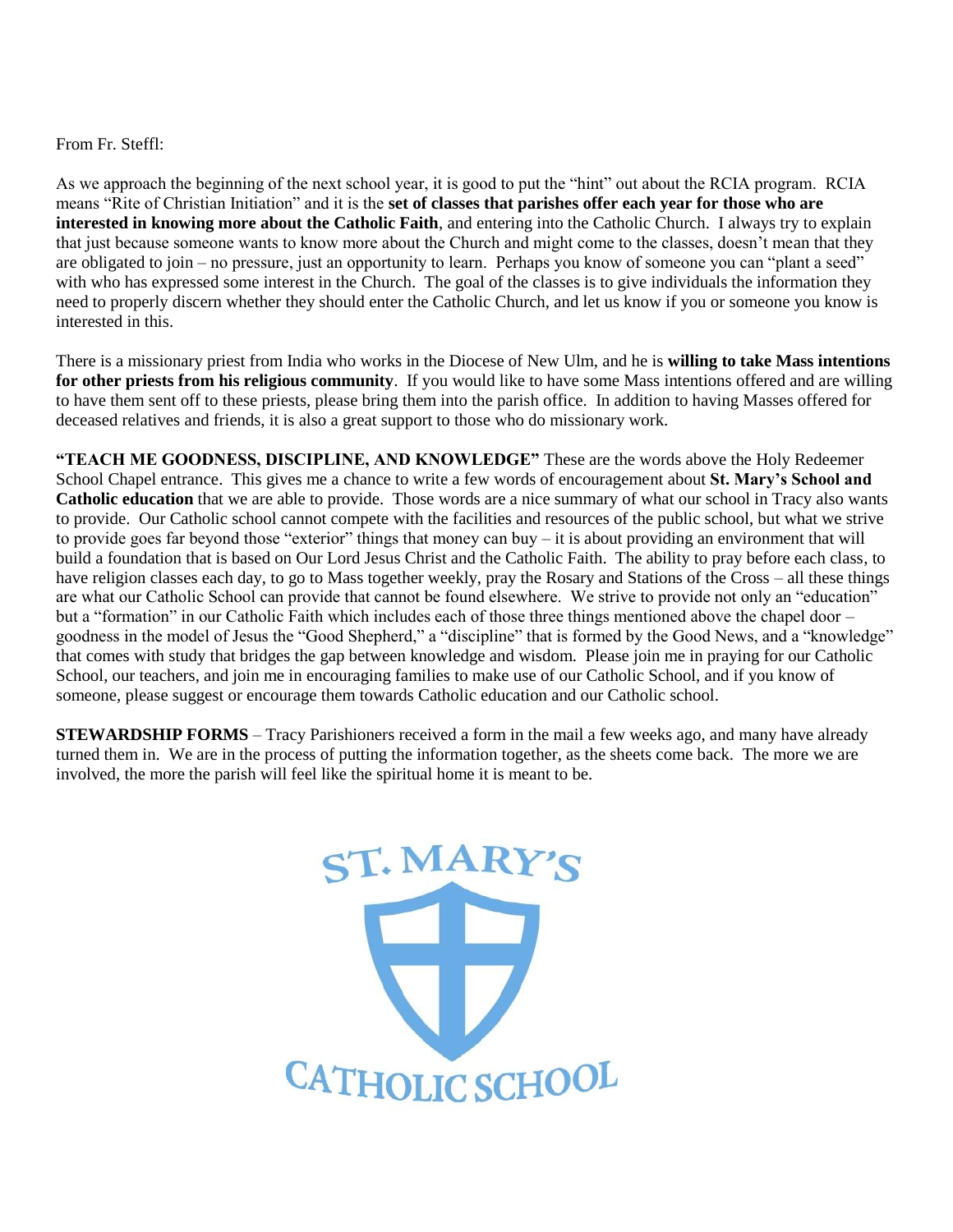From Fr. Steffl:

As we approach the beginning of the next school year, it is good to put the "hint" out about the RCIA program. RCIA means "Rite of Christian Initiation" and it is the **set of classes that parishes offer each year for those who are interested in knowing more about the Catholic Faith**, and entering into the Catholic Church. I always try to explain that just because someone wants to know more about the Church and might come to the classes, doesn't mean that they are obligated to join – no pressure, just an opportunity to learn. Perhaps you know of someone you can "plant a seed" with who has expressed some interest in the Church. The goal of the classes is to give individuals the information they need to properly discern whether they should enter the Catholic Church, and let us know if you or someone you know is interested in this.

There is a missionary priest from India who works in the Diocese of New Ulm, and he is **willing to take Mass intentions for other priests from his religious community**. If you would like to have some Mass intentions offered and are willing to have them sent off to these priests, please bring them into the parish office. In addition to having Masses offered for deceased relatives and friends, it is also a great support to those who do missionary work.

**"TEACH ME GOODNESS, DISCIPLINE, AND KNOWLEDGE"** These are the words above the Holy Redeemer School Chapel entrance. This gives me a chance to write a few words of encouragement about **St. Mary's School and Catholic education** that we are able to provide. Those words are a nice summary of what our school in Tracy also wants to provide. Our Catholic school cannot compete with the facilities and resources of the public school, but what we strive to provide goes far beyond those "exterior" things that money can buy – it is about providing an environment that will build a foundation that is based on Our Lord Jesus Christ and the Catholic Faith. The ability to pray before each class, to have religion classes each day, to go to Mass together weekly, pray the Rosary and Stations of the Cross – all these things are what our Catholic School can provide that cannot be found elsewhere. We strive to provide not only an "education" but a "formation" in our Catholic Faith which includes each of those three things mentioned above the chapel door – goodness in the model of Jesus the "Good Shepherd," a "discipline" that is formed by the Good News, and a "knowledge" that comes with study that bridges the gap between knowledge and wisdom. Please join me in praying for our Catholic School, our teachers, and join me in encouraging families to make use of our Catholic School, and if you know of someone, please suggest or encourage them towards Catholic education and our Catholic school.

**STEWARDSHIP FORMS** – Tracy Parishioners received a form in the mail a few weeks ago, and many have already turned them in. We are in the process of putting the information together, as the sheets come back. The more we are involved, the more the parish will feel like the spiritual home it is meant to be.

ST. MARY'S

CATHOLIC SCHOOL